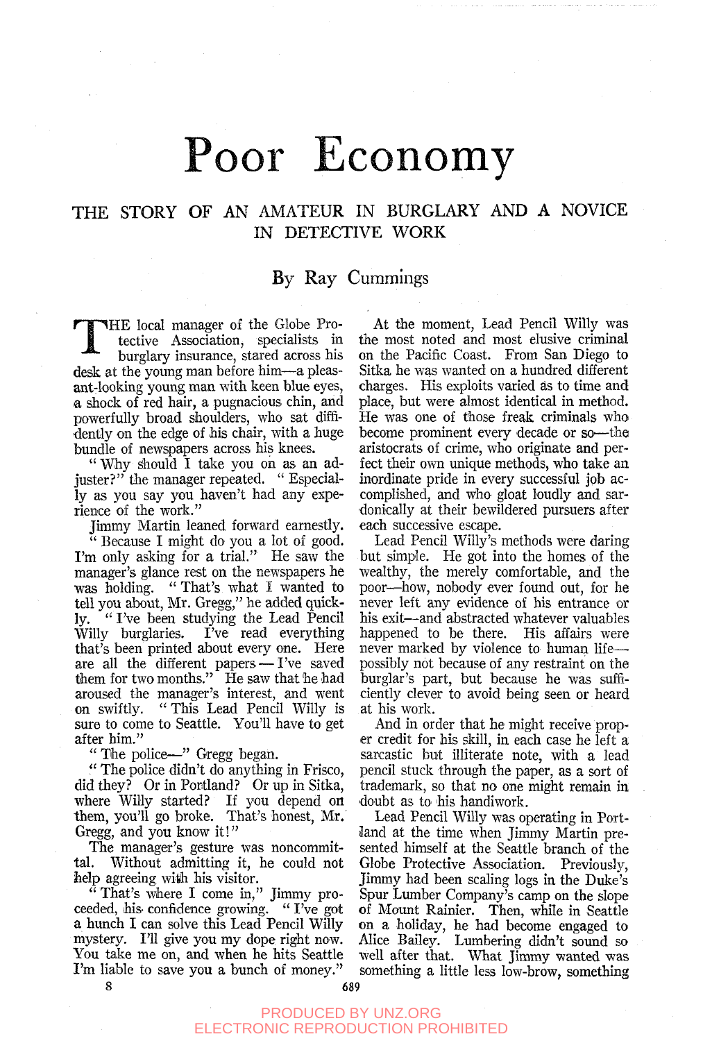# Poor Economy

## THE STORY OF AN AMATEUR IN BURGLARY AND A NOVICE IN DETECTIVE WORK

### By Ray Cummings

THE local manager of the Globe Protective Association, specialists in burglary insurance, stared across his desk at the young man before him—a pleasant-looking young man with keen blue eyes, a shock of red hair, a pugnacious chin, and powerfully broad shoulders, who sat diffidently on the edge of his chair, with a huge bundle of newspapers across his knees.

"Why should I take you on as an adjuster?" the manager repeated. "Especially as you say you haven't had any experience of the work."

Jimmy Martin leaned forward earnestly. "Because I might do you a lot of good. I'm only asking for a trial." He saw the manager's glance rest on the newspapers he was holding. "That's what I wanted to tell you about, Mr. Gregg," he added quickly. "I've been studying the Lead Pencil Willy burglaries. I've read everything that's been printed about every one. Here are all the different papers—I've saved them for two months." He saw that he had aroused the manager's interest, and went on swiftly. "This Lead Pencil Willy is sure to come to Seattle. You'll have to get after him."

"The police—" Gregg began.

"The police didn't do anything in Frisco, did they? Or in Portland? Or up in Sitka, where Willy started? If you depend on them, you'll go broke. That's honest, Mr. Gregg, and you know it!"

The manager's gesture was noncommittal. Without admitting it, he could not help agreeing with his visitor.

"That's where I come in," Jimmy proceeded, his confidence growing. "I've got a hunch I can solve this Lead Pencil Willy mystery. I'll give you my dope right now. You take me on, and when he hits Seattle I'm liable to save you a bunch of money."

At the moment, Lead Pencil Willy was the most noted and most elusive criminal on the Pacific Coast. From San Diego to Sitka he was wanted on a hundred different charges. His exploits varied as to time and place, but were almost identical in method. He was one of those freak criminals who become prominent every decade or so—the aristocrats of crime, who originate and perfect their own unique methods, who take an inordinate pride in every successful job accomplished, and who gloat loudly and sardonically at their bewildered pursuers after each successive escape.

Lead Pencil Willy's methods were daring but simple. He got into the homes of the wealthy, the merely comfortable, and the poor—how, nobody ever found out, for he never left any evidence of his entrance or his exit—and abstracted whatever valuables happened to be there. His affairs were never marked by violence to human life—possibly not because of any restraint on the burglar's part, but because he was sufficiently clever to avoid being seen or heard at his work.

And in order that he might receive proper credit for his skill, in each case he left a sarcastic but illiterate note, with a lead pencil stuck through the paper, as a sort of trademark, so that no one might remain in doubt as to his handiwork.

Lead Pencil Willy was operating in Portland at the time when Jimmy Martin presented himself at the Seattle branch of the Globe Protective Association. Previously, Jimmy had been scaling logs in the Duke's Spur Lumber Company's camp on the slope of Mount Rainier. Then, while in Seattle on a holiday, he had become engaged to Alice Bailey. Lumbering didn't sound so well after that. What Jimmy wanted was something a little less low-brow, something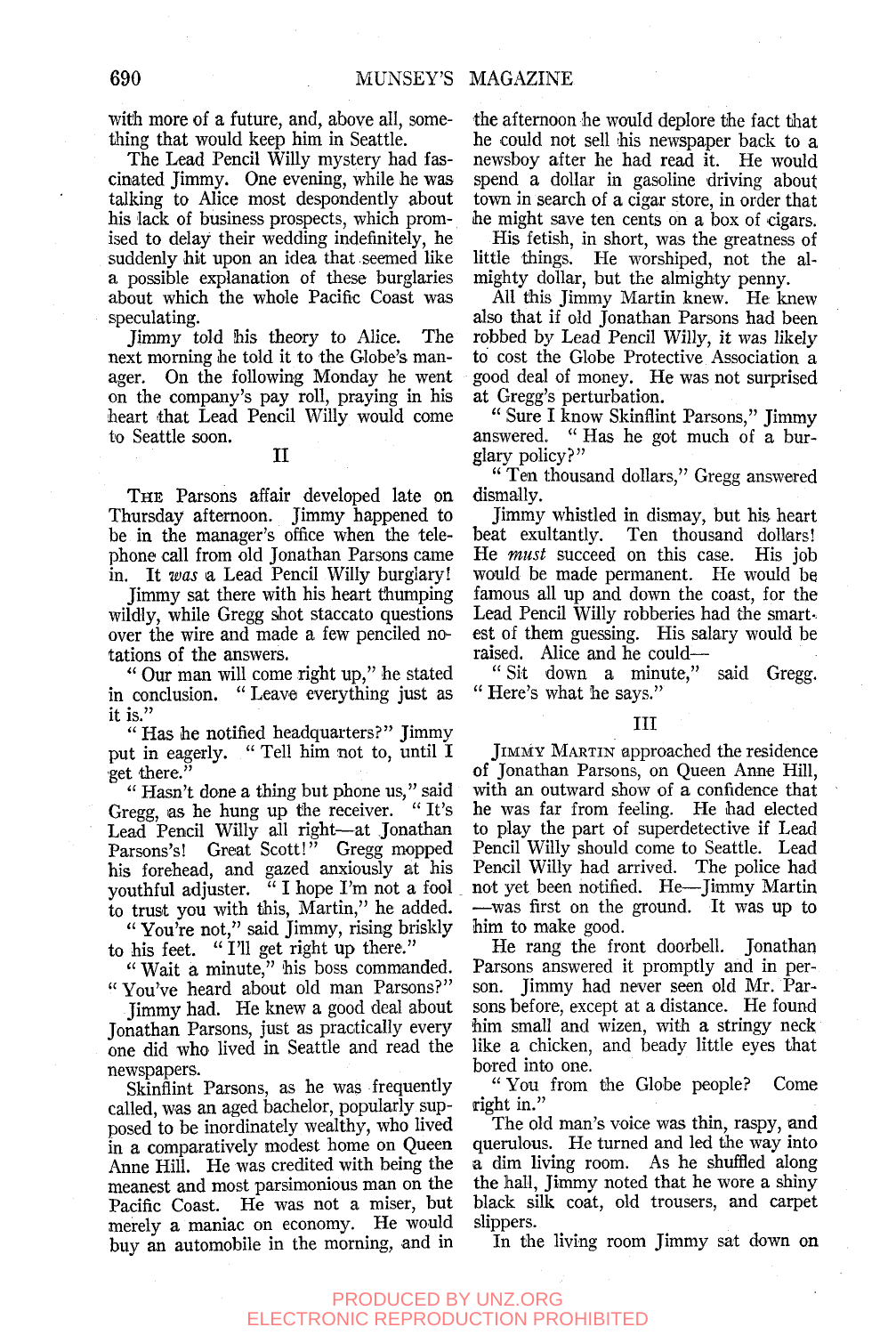with more of a future, and, above all, something that would keep him in Seattle.

The Lead Pencil Willy mystery had fascinated Jimmy. One evening, while he was talking to Alice most despondently about his lack of business prospects, which promised to delay their wedding indefinitely, he suddenly hit upon an idea that seemed like a possible explanation of these burglaries about which the whole Pacific Coast was speculating.

Jimmy told his theory to Alice. The next morning he told it to the Globe's manager. On the following Monday he went on the company's pay roll, praying in his heart that Lead Pencil Willy would come to Seattle soon.

## II

The Parsons affair developed late on Thursday afternoon. Jimmy happened to be in the manager's office when the telephone call from old Jonathan Parsons came in. It *was* a Lead Pencil Willy burglary!

Jimmy sat there with his heart thumping wildly, while Gregg shot staccato questions over the wire and made a few penciled notations of the answers.

"Our man will come right up," he stated in conclusion. "Leave everything just as it is."

"Has he notified headquarters?" Jimmy put in eagerly. "Tell him not to, until I get there."

"Hasn't done a thing but phone us," said Gregg, as he hung up the receiver. "It's Lead Pencil Willy all right—at Jonathan Parsons's! Great Scott!" Gregg mopped his forehead, and gazed anxiously at his youthful adjuster. "I hope I'm not a fool to trust you with this, Martin," he added.

"You're not," said Jimmy, rising briskly to his feet. "I'll get right up there."

"Wait a minute," his boss commanded. "You've heard about old man Parsons?"

Jimmy had. He knew a good deal about Jonathan Parsons, just as practically every one did who lived in Seattle and read the newspapers.

Skinflint Parsons, as he was frequently called, was an aged bachelor, popularly supposed to be inordinately wealthy, who lived in a comparatively modest home on Queen Anne Hill. He was credited with being the meanest and most parsimonious man on the Pacific Coast. He was not a miser, but merely a maniac on economy. He would buy an automobile in the morning, and in the afternoon he would deplore the fact that he could not sell his newspaper back to a newsboy after he had read it. He would spend a dollar in gasoline driving about town in search of a cigar store, in order that he might save ten cents on a box of cigars.

His fetish, in short, was the greatness of little things. He worshiped, not the almighty dollar, but the almighty penny.

All this Jimmy Martin knew. He knew also that if old Jonathan Parsons had been robbed by Lead Pencil Willy, it was likely to cost the Globe Protective Association a good deal of money. He was not surprised at Gregg's perturbation.

"Sure I know Skinflint Parsons," Jimmy answered. "Has he got much of a burglary policy?"

"Ten thousand dollars," Gregg answered dismally.

Jimmy whistled in dismay, but his heart beat exultantly. Ten thousand dollars! He *must* succeed on this case. His job would be made permanent. He would be famous all up and down the coast, for the Lead Pencil Willy robberies had the smartest of them guessing. His salary would be raised. Alice and he could—

"Sit down a minute," said Gregg. "Here's what he says."

## III

Jimmy Martin approached the residence of Jonathan Parsons, on Queen Anne Hill, with an outward show of a confidence that he was far from feeling. He had elected to play the part of superdetective if Lead Pencil Willy should come to Seattle. Lead Pencil Willy had arrived. The police had not yet been notified. He—Jimmy Martin—was first on the ground. It was up to him to make good.

He rang the front doorbell. Jonathan Parsons answered it promptly and in person. Jimmy had never seen old Mr. Parsons before, except at a distance. He found him small and wizen, with a stringy neck like a chicken, and beady little eyes that bored into one.

"You from the Globe people? Come right in."

The old man's voice was thin, raspy, and querulous. He turned and led the way into a dim living room. As he shuffled along the hall, Jimmy noted that he wore a shiny black silk coat, old trousers, and carpet slippers.

In the living room Jimmy sat down on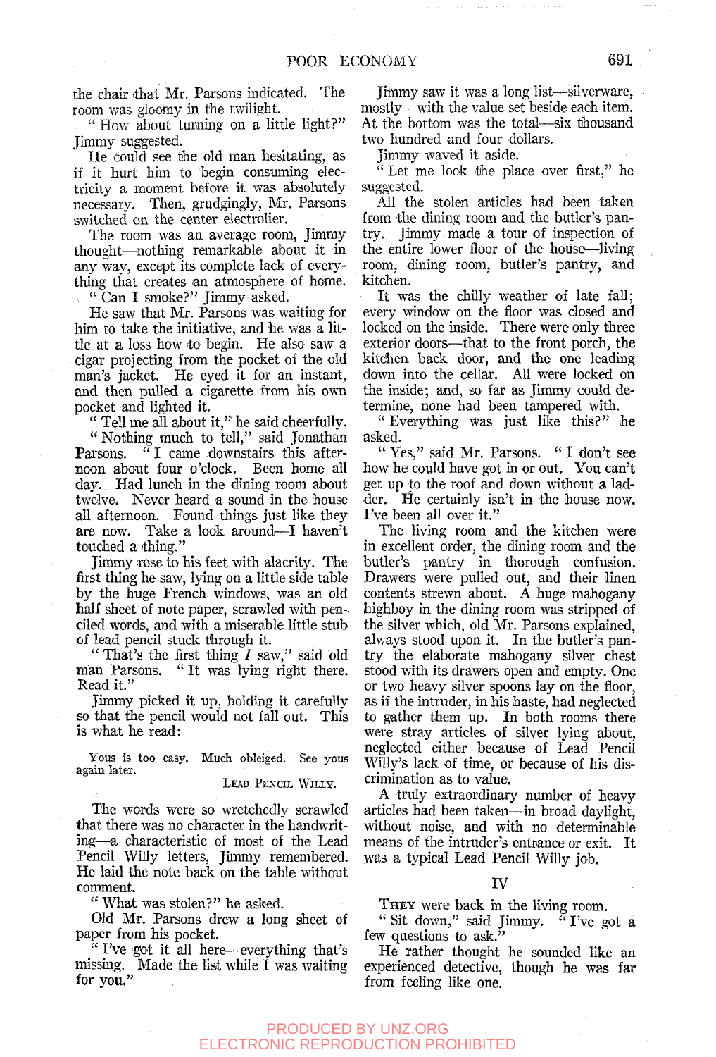the chair that Mr. Parsons indicated. The room was gloomy in the twilight.

"How about turning on a little light?" Jimmy suggested.

He could see the old man hesitating, as if it hurt him to begin consuming electricity a moment before it was absolutely necessary. Then, grudgingly, Mr. Parsons switched on the center electrolier.

The room was an average room, Jimmy thought—nothing remarkable about it in any way, except its complete lack of everything that creates an atmosphere of home.

"Can I smoke?" Jimmy asked.

He saw that Mr. Parsons was waiting for him to take the initiative, and he was a little at a loss how to begin. He also saw a cigar projecting from the pocket of the old man's jacket. He eyed it for an instant, and then pulled a cigarette from his own pocket and lighted it.

"Tell me all about it," he said cheerfully.

"Nothing much to tell," said Jonathan Parsons. "I came downstairs this afternoon about four o'clock. Been home all day. Had lunch in the dining room about twelve. Never heard a sound in the house all afternoon. Found things just like they are now. Take a look around—I haven't touched a thing."

Jimmy rose to his feet with alacrity. The first thing he saw, lying on a little side table by the huge French windows, was an old half sheet of note paper, scrawled with penciled words, and with a miserable little stub of lead pencil stuck through it.

"That's the first thing *I* saw," said old man Parsons. "It was lying right there. Read it."

Jimmy picked it up, holding it carefully so that the pencil would not fall out. This is what he read:

> Yous is too easy. Much obleiged. See yous again later.
>
> LEAD PENCIL WILLY.

The words were so wretchedly scrawled that there was no character in the handwriting—a characteristic of most of the Lead Pencil Willy letters, Jimmy remembered. He laid the note back on the table without comment.

"What was stolen?" he asked.

Old Mr. Parsons drew a long sheet of paper from his pocket.

"I've got it all here—everything that's missing. Made the list while I was waiting for you."

Jimmy saw it was a long list—silverware, mostly—with the value set beside each item. At the bottom was the total—six thousand two hundred and four dollars.

Jimmy waved it aside.

"Let me look the place over first," he suggested.

All the stolen articles had been taken from the dining room and the butler's pantry. Jimmy made a tour of inspection of the entire lower floor of the house—living room, dining room, butler's pantry, and kitchen.

It was the chilly weather of late fall; every window on the floor was closed and locked on the inside. There were only three exterior doors—that to the front porch, the kitchen back door, and the one leading down into the cellar. All were locked on the inside; and, so far as Jimmy could determine, none had been tampered with.

"Everything was just like this?" he asked.

"Yes," said Mr. Parsons. "I don't see how he could have got in or out. You can't get up to the roof and down without a ladder. He certainly isn't in the house now. I've been all over it."

The living room and the kitchen were in excellent order, the dining room and the butler's pantry in thorough confusion. Drawers were pulled out, and their linen contents strewn about. A huge mahogany highboy in the dining room was stripped of the silver which, old Mr. Parsons explained, always stood upon it. In the butler's pantry the elaborate mahogany silver chest stood with its drawers open and empty. One or two heavy silver spoons lay on the floor, as if the intruder, in his haste, had neglected to gather them up. In both rooms there were stray articles of silver lying about, neglected either because of Lead Pencil Willy's lack of time, or because of his discrimination as to value.

A truly extraordinary number of heavy articles had been taken—in broad daylight, without noise, and with no determinable means of the intruder's entrance or exit. It was a typical Lead Pencil Willy job.

## IV

THEY were back in the living room.

"Sit down," said Jimmy. "I've got a few questions to ask."

He rather thought he sounded like an experienced detective, though he was far from feeling like one.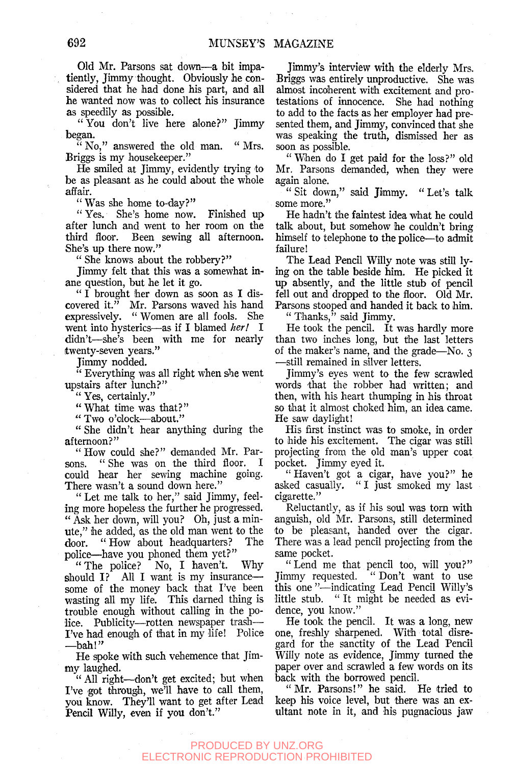Old Mr. Parsons sat down—a bit impatiently, Jimmy thought. Obviously he considered that he had done his part, and all he wanted now was to collect his insurance as speedily as possible.

"You don't live here alone?" Jimmy began.

"No," answered the old man. "Mrs. Briggs is my housekeeper."

He smiled at Jimmy, evidently trying to be as pleasant as he could about the whole affair.

"Was she home to-day?"

"Yes. She's home now. Finished up after lunch and went to her room on the third floor. Been sewing all afternoon. She's up there now."

"She knows about the robbery?"

Jimmy felt that this was a somewhat inane question, but he let it go.

"I brought her down as soon as I discovered it." Mr. Parsons waved his hand expressively. "Women are all fools. She went into hysterics—as if I blamed *her!* I didn't—she's been with me for nearly twenty-seven years."

Jimmy nodded.

"Everything was all right when she went upstairs after lunch?"

"Yes, certainly."

"What time was that?"

"Two o'clock—about."

"She didn't hear anything during the afternoon?"

"How could she?" demanded Mr. Parsons. "She was on the third floor. I could hear her sewing machine going. There wasn't a sound down here."

"Let me talk to her," said Jimmy, feeling more hopeless the further he progressed. "Ask her down, will you? Oh, just a minute," he added, as the old man went to the door. "How about headquarters? The police—have you phoned them yet?"

"The police? No, I haven't. Why should I? All I want is my insurance—some of the money back that I've been wasting all my life. This darned thing is trouble enough without calling in the police. Publicity—rotten newspaper trash—I've had enough of that in my life! Police—bah!"

He spoke with such vehemence that Jimmy laughed.

"All right—don't get excited; but when I've got through, we'll have to call them, you know. They'll want to get after Lead Pencil Willy, even if you don't."

Jimmy's interview with the elderly Mrs. Briggs was entirely unproductive. She was almost incoherent with excitement and protestations of innocence. She had nothing to add to the facts as her employer had presented them, and Jimmy, convinced that she was speaking the truth, dismissed her as soon as possible.

"When do I get paid for the loss?" old Mr. Parsons demanded, when they were again alone.

"Sit down," said Jimmy. "Let's talk some more."

He hadn't the faintest idea what he could talk about, but somehow he couldn't bring himself to telephone to the police—to admit failure!

The Lead Pencil Willy note was still lying on the table beside him. He picked it up absently, and the little stub of pencil fell out and dropped to the floor. Old Mr. Parsons stooped and handed it back to him.

"Thanks," said Jimmy.

He took the pencil. It was hardly more than two inches long, but the last letters of the maker's name, and the grade—No. 3—still remained in silver letters.

Jimmy's eyes went to the few scrawled words that the robber had written; and then, with his heart thumping in his throat so that it almost choked him, an idea came. He saw daylight!

His first instinct was to smoke, in order to hide his excitement. The cigar was still projecting from the old man's upper coat pocket. Jimmy eyed it.

"Haven't got a cigar, have you?" he asked casually. "I just smoked my last cigarette."

Reluctantly, as if his soul was torn with anguish, old Mr. Parsons, still determined to be pleasant, handed over the cigar. There was a lead pencil projecting from the same pocket.

"Lend me that pencil too, will you?" Jimmy requested. "Don't want to use this one"—indicating Lead Pencil Willy's little stub. "It might be needed as evidence, you know."

He took the pencil. It was a long, new one, freshly sharpened. With total disregard for the sanctity of the Lead Pencil Willy note as evidence, Jimmy turned the paper over and scrawled a few words on its back with the borrowed pencil.

"Mr. Parsons!" he said. He tried to keep his voice level, but there was an exultant note in it, and his pugnacious jaw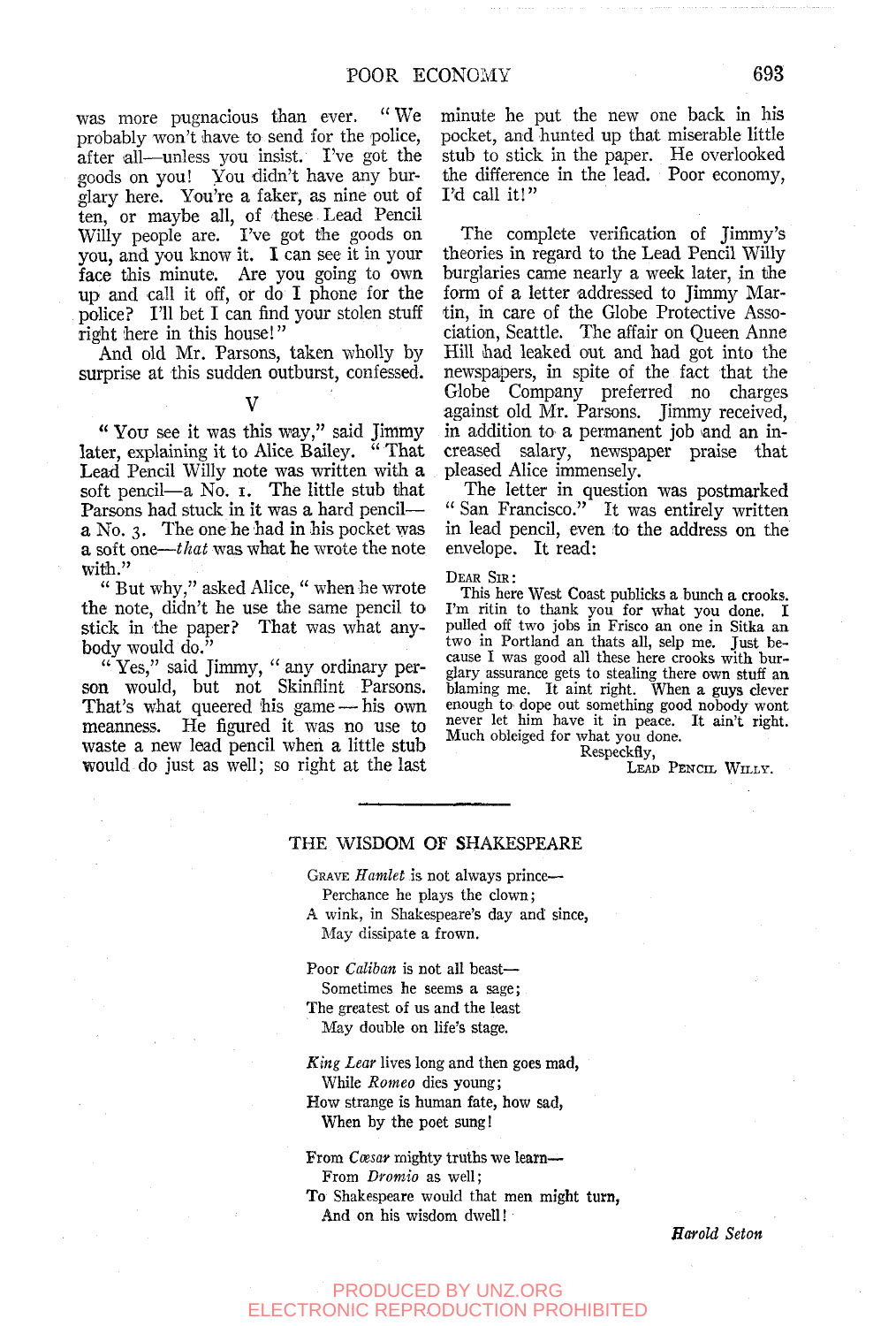was more pugnacious than ever. "We probably won't have to send for the police, after all—unless you insist. I've got the goods on you! You didn't have any burglary here. You're a faker, as nine out of ten, or maybe all, of these Lead Pencil Willy people are. I've got the goods on you, and you know it. I can see it in your face this minute. Are you going to own up and call it off, or do I phone for the police? I'll bet I can find your stolen stuff right here in this house!"

And old Mr. Parsons, taken wholly by surprise at this sudden outburst, confessed.

## V

"You see it was this way," said Jimmy later, explaining it to Alice Bailey. "That Lead Pencil Willy note was written with a soft pencil—a No. 1. The little stub that Parsons had stuck in it was a hard pencil—a No. 3. The one he had in his pocket was a soft one—*that* was what he wrote the note with."

"But why," asked Alice, "when he wrote the note, didn't he use the same pencil to stick in the paper? That was what anybody would do."

"Yes," said Jimmy, "any ordinary person would, but not Skinflint Parsons. That's what queered his game—his own meanness. He figured it was no use to waste a new lead pencil when a little stub would do just as well; so right at the last minute he put the new one back in his pocket, and hunted up that miserable little stub to stick in the paper. He overlooked the difference in the lead. Poor economy, I'd call it!"

The complete verification of Jimmy's theories in regard to the Lead Pencil Willy burglaries came nearly a week later, in the form of a letter addressed to Jimmy Martin, in care of the Globe Protective Association, Seattle. The affair on Queen Anne Hill had leaked out and had got into the newspapers, in spite of the fact that the Globe Company preferred no charges against old Mr. Parsons. Jimmy received, in addition to a permanent job and an increased salary, newspaper praise that pleased Alice immensely.

The letter in question was postmarked "San Francisco." It was entirely written in lead pencil, even to the address on the envelope. It read:

DEAR SIR:

This here West Coast publicks a bunch a crooks. I'm ritin to thank you for what you done. I pulled off two jobs in Frisco an one in Sitka an two in Portland an thats all, selp me. Just because I was good all these here crooks with burglary assurance gets to stealing there own stuff an blaming me. It aint right. When a guys clever enough to dope out something good nobody wont never let him have it in peace. It ain't right. Much obleiged for what you done.

Respeckfly,

LEAD PENCIL WILLY.

---

## THE WISDOM OF SHAKESPEARE

GRAVE *Hamlet* is not always prince—
Perchance he plays the clown;
A wink, in Shakespeare's day and since,
May dissipate a frown.

Poor *Caliban* is not all beast—
Sometimes he seems a sage;
The greatest of us and the least
May double on life's stage.

*King Lear* lives long and then goes mad,
While *Romeo* dies young;
How strange is human fate, how sad,
When by the poet sung!

From *Cæsar* mighty truths we learn—
From *Dromio* as well;
To Shakespeare would that men might turn,
And on his wisdom dwell!

*Harold Seton*